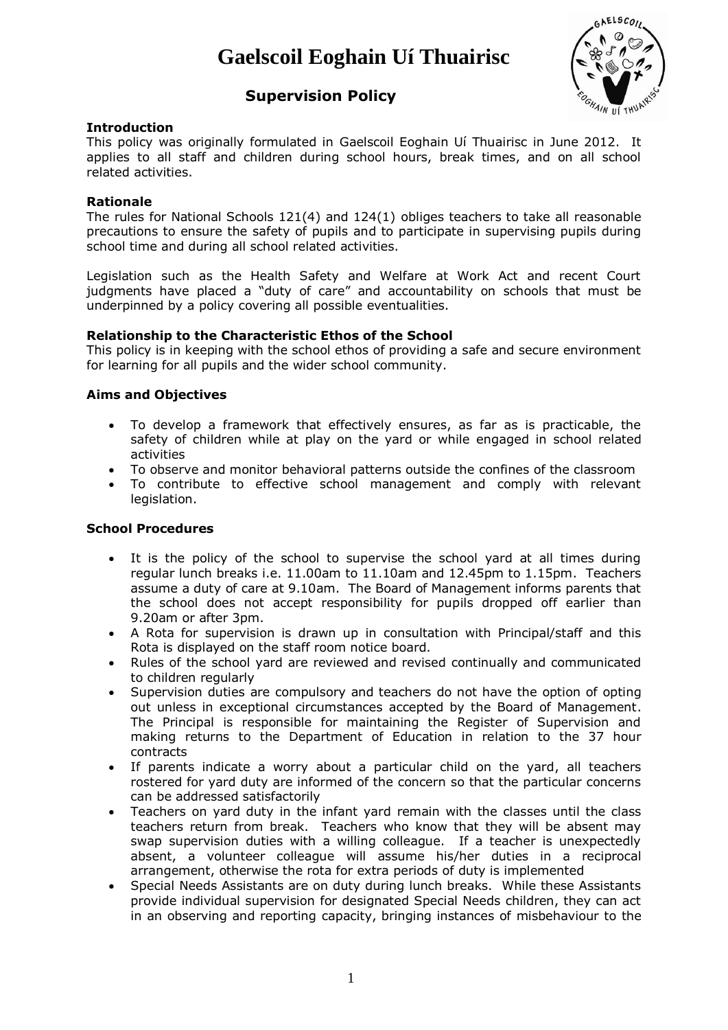# Gaelscoil Eoghain Uí Thuairisc

## Supervision Policy

### Introduction

This policy was originally formulated in Gaelscoil Eoghain Uí Thuairisc in June 2012. It applies to all staff and children during school hours, break times, and on all school related activities.

### Rationale

The rules for National Schools 121(4) and 124(1) obliges teachers to take all reasonable precautions to ensure the safety of pupils and to participate in supervising pupils during school time and during all school related activities.

Legislation such as the Health Safety and Welfare at Work Act and recent Court judgments have placed a "duty of care" and accountability on schools that must be underpinned by a policy covering all possible eventualities.

### Relationship to the Characteristic Ethos of the School

This policy is in keeping with the school ethos of providing a safe and secure environment for learning for all pupils and the wider school community.

### Aims and Objectives

- To develop a framework that effectively ensures, as far as is practicable, the safety of children while at play on the yard or while engaged in school related activities
- To observe and monitor behavioral patterns outside the confines of the classroom
- To contribute to effective school management and comply with relevant legislation.

### School Procedures

- It is the policy of the school to supervise the school yard at all times during regular lunch breaks i.e. 11.00am to 11.10am and 12.45pm to 1.15pm. Teachers assume a duty of care at 9.10am. The Board of Management informs parents that the school does not accept responsibility for pupils dropped off earlier than 9.20am or after 3pm.
- A Rota for supervision is drawn up in consultation with Principal/staff and this Rota is displayed on the staff room notice board.
- Rules of the school yard are reviewed and revised continually and communicated to children regularly
- Supervision duties are compulsory and teachers do not have the option of opting out unless in exceptional circumstances accepted by the Board of Management. The Principal is responsible for maintaining the Register of Supervision and making returns to the Department of Education in relation to the 37 hour contracts
- If parents indicate a worry about a particular child on the yard, all teachers rostered for yard duty are informed of the concern so that the particular concerns can be addressed satisfactorily
- Teachers on yard duty in the infant yard remain with the classes until the class teachers return from break. Teachers who know that they will be absent may swap supervision duties with a willing colleague. If a teacher is unexpectedly absent, a volunteer colleague will assume his/her duties in a reciprocal arrangement, otherwise the rota for extra periods of duty is implemented
- Special Needs Assistants are on duty during lunch breaks. While these Assistants provide individual supervision for designated Special Needs children, they can act in an observing and reporting capacity, bringing instances of misbehaviour to the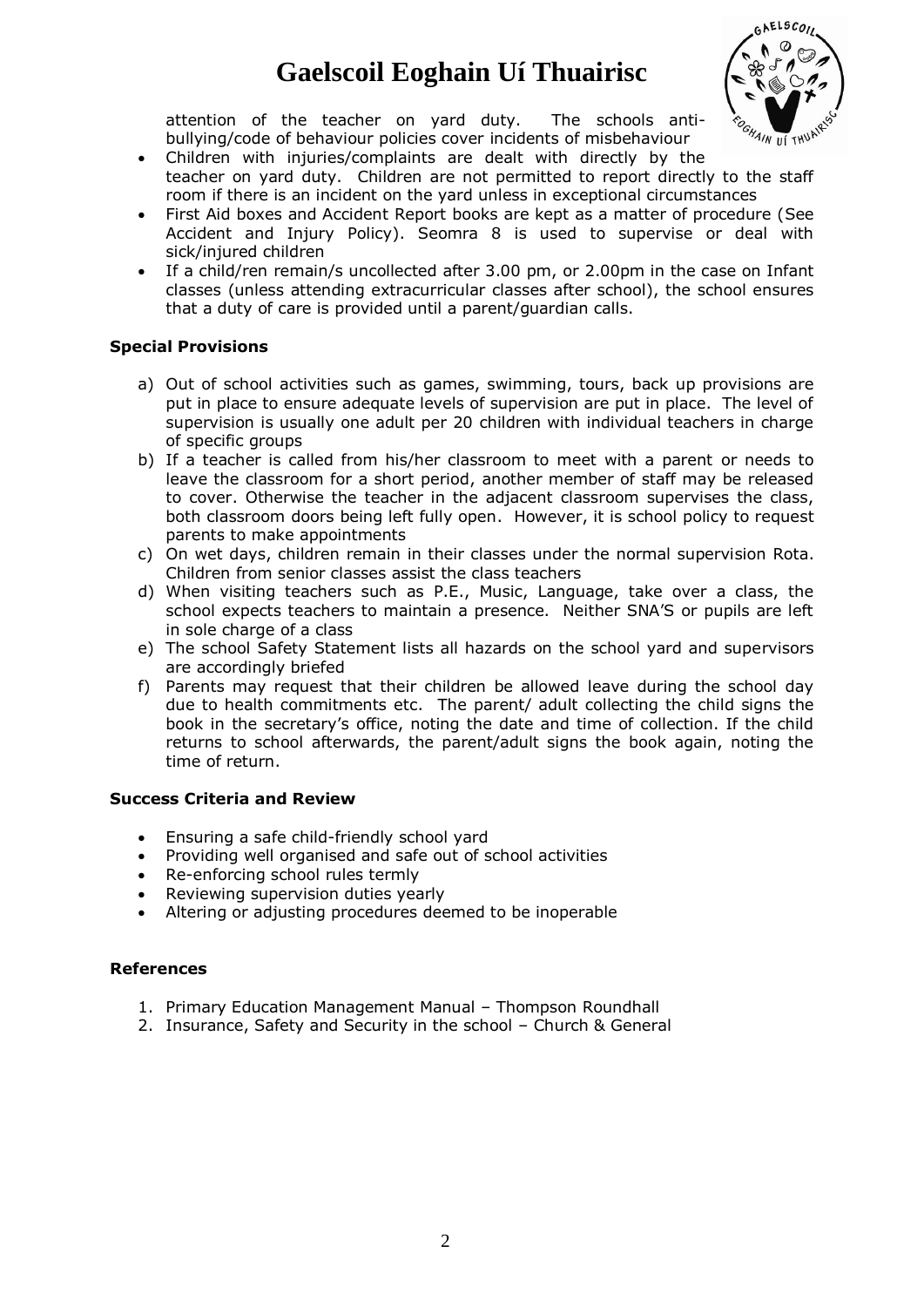attention of the teacher on yard duty. The schools anti-bullying/code of behaviour policies cover incidents of misbehaviour

- Children with injuries/complaints are dealt with directly by the teacher on yard duty. Children are not permitted to report directly to the staff room if there is an incident on the yard unless in exceptional circumstances
- First Aid boxes and Accident Report books are kept as a matter of procedure (See Accident and Injury Policy). Seomra 8 is used to supervise or deal with sick/injured children
- If a child/ren remain/s uncollected after 3.00 pm, or 2.00pm in the case on Infant classes (unless attending extracurricular classes after school), the school ensures that a duty of care is provided until a parent/guardian calls.

**Special Provisions**

a) Out of school activities such as games, swimming, tours, back up provisions are put in place to ensure adequate levels of supervision are put in place. The level of supervision is usually one adult per 20 children with individual teachers in charge of specific groups
b) If a teacher is called from his/her classroom to meet with a parent or needs to leave the classroom for a short period, another member of staff may be released to cover. Otherwise the teacher in the adjacent classroom supervises the class, both classroom doors being left fully open. However, it is school policy to request parents to make appointments
c) On wet days, children remain in their classes under the normal supervision Rota. Children from senior classes assist the class teachers
d) When visiting teachers such as P.E., Music, Language, take over a class, the school expects teachers to maintain a presence. Neither SNA'S or pupils are left in sole charge of a class
e) The school Safety Statement lists all hazards on the school yard and supervisors are accordingly briefed
f) Parents may request that their children be allowed leave during the school day due to health commitments etc. The parent/ adult collecting the child signs the book in the secretary's office, noting the date and time of collection. If the child returns to school afterwards, the parent/adult signs the book again, noting the time of return.

**Success Criteria and Review**

- Ensuring a safe child-friendly school yard
- Providing well organised and safe out of school activities
- Re-enforcing school rules termly
- Reviewing supervision duties yearly
- Altering or adjusting procedures deemed to be inoperable

**References**

1. Primary Education Management Manual – Thompson Roundhall
2. Insurance, Safety and Security in the school – Church & General